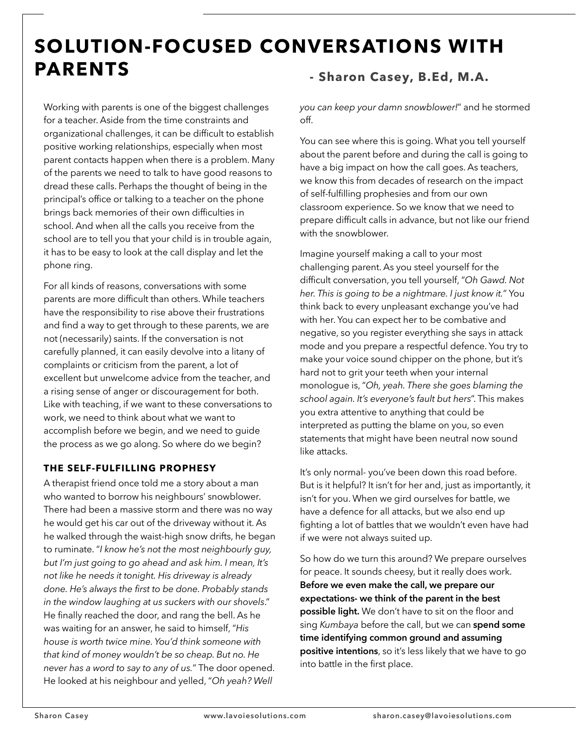# SOLUTION-FOCUSED CONVERSATIONS WITH PARENTS

**- Sharon Casey, B.Ed, M.A.**

Working with parents is one of the biggest challenges for a teacher. Aside from the time constraints and organizational challenges, it can be difficult to establish positive working relationships, especially when most parent contacts happen when there is a problem. Many of the parents we need to talk to have good reasons to dread these calls. Perhaps the thought of being in the principal's office or talking to a teacher on the phone brings back memories of their own difficulties in school. And when all the calls you receive from the school are to tell you that your child is in trouble again, it has to be easy to look at the call display and let the phone ring.

For all kinds of reasons, conversations with some parents are more difficult than others. While teachers have the responsibility to rise above their frustrations and find a way to get through to these parents, we are not (necessarily) saints. If the conversation is not carefully planned, it can easily devolve into a litany of complaints or criticism from the parent, a lot of excellent but unwelcome advice from the teacher, and a rising sense of anger or discouragement for both. Like with teaching, if we want to these conversations to work, we need to think about what we want to accomplish before we begin, and we need to guide the process as we go along. So where do we begin?

### THE SELF-FULFILLING PROPHESY

A therapist friend once told me a story about a man who wanted to borrow his neighbours' snowblower. There had been a massive storm and there was no way he would get his car out of the driveway without it. As he walked through the waist-high snow drifts, he began to ruminate. "*I know he's not the most neighbourly guy, but I'm just going to go ahead and ask him. I mean, It's not like he needs it tonight. His driveway is already done. He's always the first to be done. Probably stands in the window laughing at us suckers with our shovels*." He finally reached the door, and rang the bell. As he was waiting for an answer, he said to himself, "*His house is worth twice mine. You'd think someone with that kind of money wouldn't be so cheap. But no. He never has a word to say to any of us.*" The door opened. He looked at his neighbour and yelled, "*Oh yeah? Well you can keep your damn snowblower!*" and he stormed off.

You can see where this is going. What you tell yourself about the parent before and during the call is going to have a big impact on how the call goes. As teachers, we know this from decades of research on the impact of self-fulfilling prophesies and from our own classroom experience. So we know that we need to prepare difficult calls in advance, but not like our friend with the snowblower.

Imagine yourself making a call to your most challenging parent. As you steel yourself for the difficult conversation, you tell yourself, "*Oh Gawd. Not her. This is going to be a nightmare. I just know it.*" You think back to every unpleasant exchange you've had with her. You can expect her to be combative and negative, so you register everything she says in attack mode and you prepare a respectful defence. You try to make your voice sound chipper on the phone, but it's hard not to grit your teeth when your internal monologue is, "*Oh, yeah. There she goes blaming the school again. It's everyone's fault but hers*". This makes you extra attentive to anything that could be interpreted as putting the blame on you, so even statements that might have been neutral now sound like attacks.

It's only normal- you've been down this road before. But is it helpful? It isn't for her and, just as importantly, it isn't for you. When we gird ourselves for battle, we have a defence for all attacks, but we also end up fighting a lot of battles that we wouldn't even have had if we were not always suited up.

So how do we turn this around? We prepare ourselves for peace. It sounds cheesy, but it really does work. **Before we even make the call, we prepare our expectations- we think of the parent in the best possible light.** We don't have to sit on the floor and sing *Kumbaya* before the call, but we can **spend some time identifying common ground and assuming positive intentions**, so it's less likely that we have to go into battle in the first place.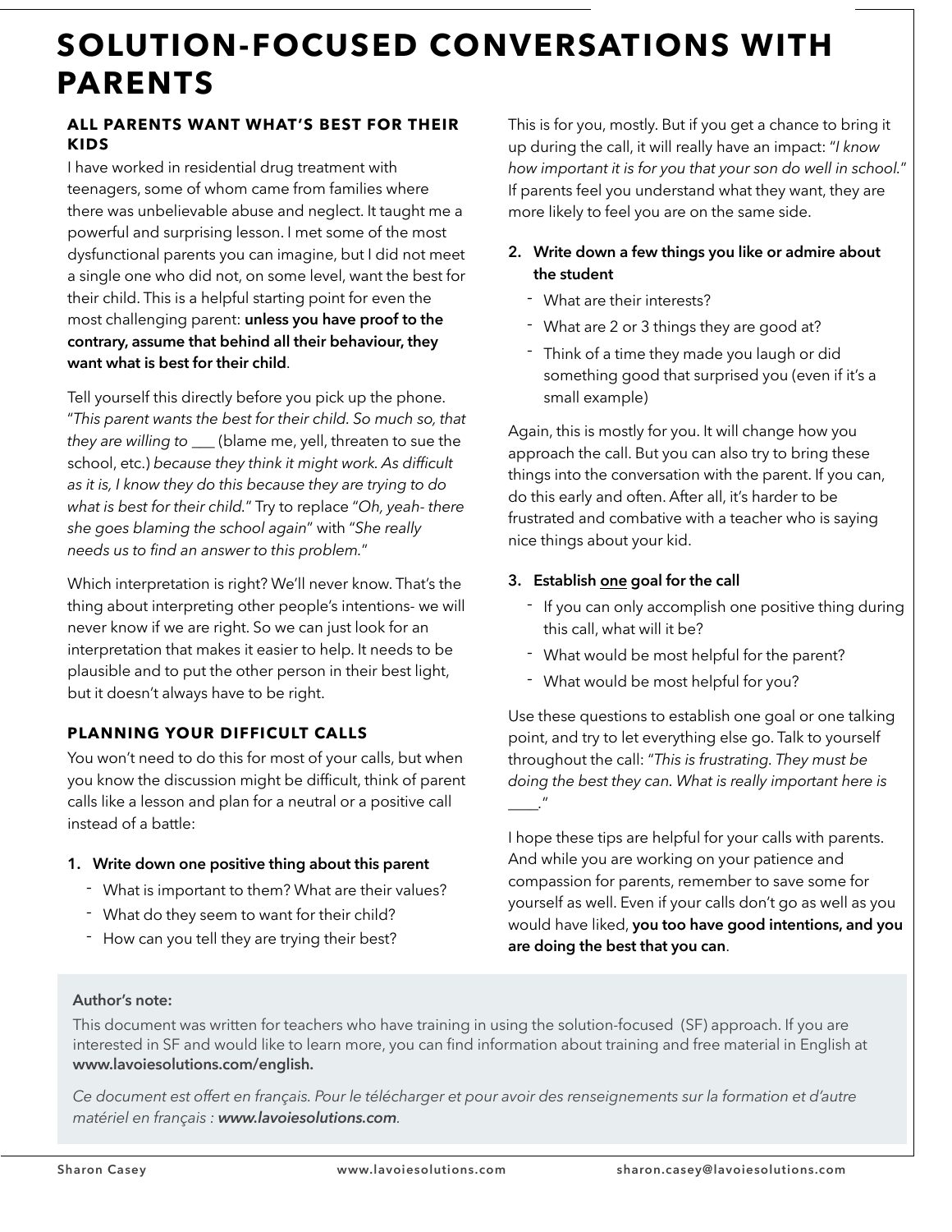# SOLUTION-FOCUSED CONVERSATIONS WITH PARENTS

## ALL PARENTS WANT WHAT'S BEST FOR THEIR KIDS

I have worked in residential drug treatment with teenagers, some of whom came from families where there was unbelievable abuse and neglect. It taught me a powerful and surprising lesson. I met some of the most dysfunctional parents you can imagine, but I did not meet a single one who did not, on some level, want the best for their child. This is a helpful starting point for even the most challenging parent: **unless you have proof to the contrary, assume that behind all their behaviour, they want what is best for their child**.

Tell yourself this directly before you pick up the phone. "*This parent wants the best for their child. So much so, that they are willing to* ___ (blame me, yell, threaten to sue the school, etc.) *because they think it might work. As difficult as it is, I know they do this because they are trying to do what is best for their child.*" Try to replace "*Oh, yeah- there she goes blaming the school again*" with "*She really needs us to find an answer to this problem.*"

Which interpretation is right? We'll never know. That's the thing about interpreting other people's intentions- we will never know if we are right. So we can just look for an interpretation that makes it easier to help. It needs to be plausible and to put the other person in their best light, but it doesn't always have to be right.

## PLANNING YOUR DIFFICULT CALLS

You won't need to do this for most of your calls, but when you know the discussion might be difficult, think of parent calls like a lesson and plan for a neutral or a positive call instead of a battle:

1. **Write down one positive thing about this parent**
   - What is important to them? What are their values?
   - What do they seem to want for their child?
   - How can you tell they are trying their best?

This is for you, mostly. But if you get a chance to bring it up during the call, it will really have an impact: "*I know how important it is for you that your son do well in school.*" If parents feel you understand what they want, they are more likely to feel you are on the same side.

2. **Write down a few things you like or admire about the student**
   - What are their interests?
   - What are 2 or 3 things they are good at?
   - Think of a time they made you laugh or did something good that surprised you (even if it's a small example)

Again, this is mostly for you. It will change how you approach the call. But you can also try to bring these things into the conversation with the parent. If you can, do this early and often. After all, it's harder to be frustrated and combative with a teacher who is saying nice things about your kid.

3. **Establish <u>one</u> goal for the call**
   - If you can only accomplish one positive thing during this call, what will it be?
   - What would be most helpful for the parent?
   - What would be most helpful for you?

Use these questions to establish one goal or one talking point, and try to let everything else go. Talk to yourself throughout the call: "*This is frustrating. They must be doing the best they can. What is really important here is* ____."

I hope these tips are helpful for your calls with parents. And while you are working on your patience and compassion for parents, remember to save some for yourself as well. Even if your calls don't go as well as you would have liked, **you too have good intentions, and you are doing the best that you can**.

**Author's note:**

This document was written for teachers who have training in using the solution-focused (SF) approach. If you are interested in SF and would like to learn more, you can find information about training and free material in English at **www.lavoiesolutions.com/english.**

*Ce document est offert en français. Pour le télécharger et pour avoir des renseignements sur la formation et d'autre matériel en français :* ***www.lavoiesolutions.com****.*

Sharon Casey www.lavoiesolutions.com sharon.casey@lavoiesolutions.com